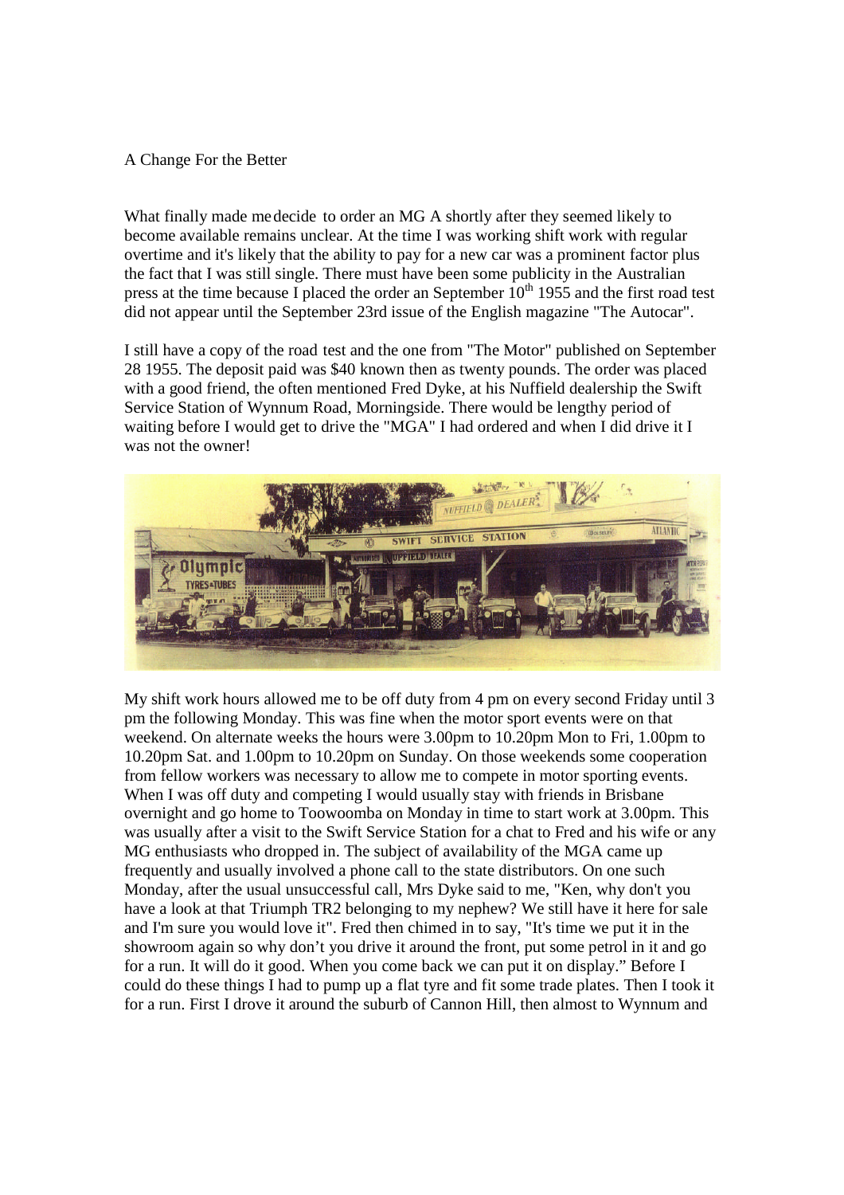A Change For the Better

What finally made me decide to order an MG A shortly after they seemed likely to become available remains unclear. At the time I was working shift work with regular overtime and it's likely that the ability to pay for a new car was a prominent factor plus the fact that I was still single. There must have been some publicity in the Australian press at the time because I placed the order an September 10th 1955 and the first road test did not appear until the September 23rd issue of the English magazine "The Autocar".

I still have a copy of the road test and the one from "The Motor" published on September 28 1955. The deposit paid was $40 known then as twenty pounds. The order was placed with a good friend, the often mentioned Fred Dyke, at his Nuffield dealership the Swift Service Station of Wynnum Road, Morningside. There would be lengthy period of waiting before I would get to drive the "MGA" I had ordered and when I did drive it I was not the owner!

My shift work hours allowed me to be off duty from 4 pm on every second Friday until 3 pm the following Monday. This was fine when the motor sport events were on that weekend. On alternate weeks the hours were 3.00pm to 10.20pm Mon to Fri, 1.00pm to 10.20pm Sat. and 1.00pm to 10.20pm on Sunday. On those weekends some cooperation from fellow workers was necessary to allow me to compete in motor sporting events. When I was off duty and competing I would usually stay with friends in Brisbane overnight and go home to Toowoomba on Monday in time to start work at 3.00pm. This was usually after a visit to the Swift Service Station for a chat to Fred and his wife or any MG enthusiasts who dropped in. The subject of availability of the MGA came up frequently and usually involved a phone call to the state distributors. On one such Monday, after the usual unsuccessful call, Mrs Dyke said to me, "Ken, why don't you have a look at that Triumph TR2 belonging to my nephew? We still have it here for sale and I'm sure you would love it". Fred then chimed in to say, "It's time we put it in the showroom again so why don't you drive it around the front, put some petrol in it and go for a run. It will do it good. When you come back we can put it on display." Before I could do these things I had to pump up a flat tyre and fit some trade plates. Then I took it for a run. First I drove it around the suburb of Cannon Hill, then almost to Wynnum and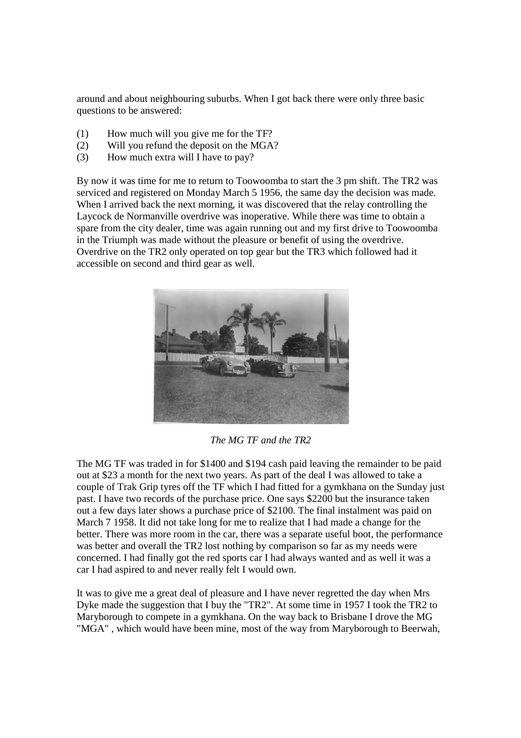around and about neighbouring suburbs. When I got back there were only three basic questions to be answered:

(1) How much will you give me for the TF?
(2) Will you refund the deposit on the MGA?
(3) How much extra will I have to pay?

By now it was time for me to return to Toowoomba to start the 3 pm shift. The TR2 was serviced and registered on Monday March 5 1956, the same day the decision was made. When I arrived back the next morning, it was discovered that the relay controlling the Laycock de Normanville overdrive was inoperative. While there was time to obtain a spare from the city dealer, time was again running out and my first drive to Toowoomba in the Triumph was made without the pleasure or benefit of using the overdrive. Overdrive on the TR2 only operated on top gear but the TR3 which followed had it accessible on second and third gear as well.

*The MG TF and the TR2*

The MG TF was traded in for $1400 and $194 cash paid leaving the remainder to be paid out at $23 a month for the next two years. As part of the deal I was allowed to take a couple of Trak Grip tyres off the TF which I had fitted for a gymkhana on the Sunday just past. I have two records of the purchase price. One says $2200 but the insurance taken out a few days later shows a purchase price of $2100. The final instalment was paid on March 7 1958. It did not take long for me to realize that I had made a change for the better. There was more room in the car, there was a separate useful boot, the performance was better and overall the TR2 lost nothing by comparison so far as my needs were concerned. I had finally got the red sports car I had always wanted and as well it was a car I had aspired to and never really felt I would own.

It was to give me a great deal of pleasure and I have never regretted the day when Mrs Dyke made the suggestion that I buy the "TR2". At some time in 1957 I took the TR2 to Maryborough to compete in a gymkhana. On the way back to Brisbane I drove the MG "MGA" , which would have been mine, most of the way from Maryborough to Beerwah,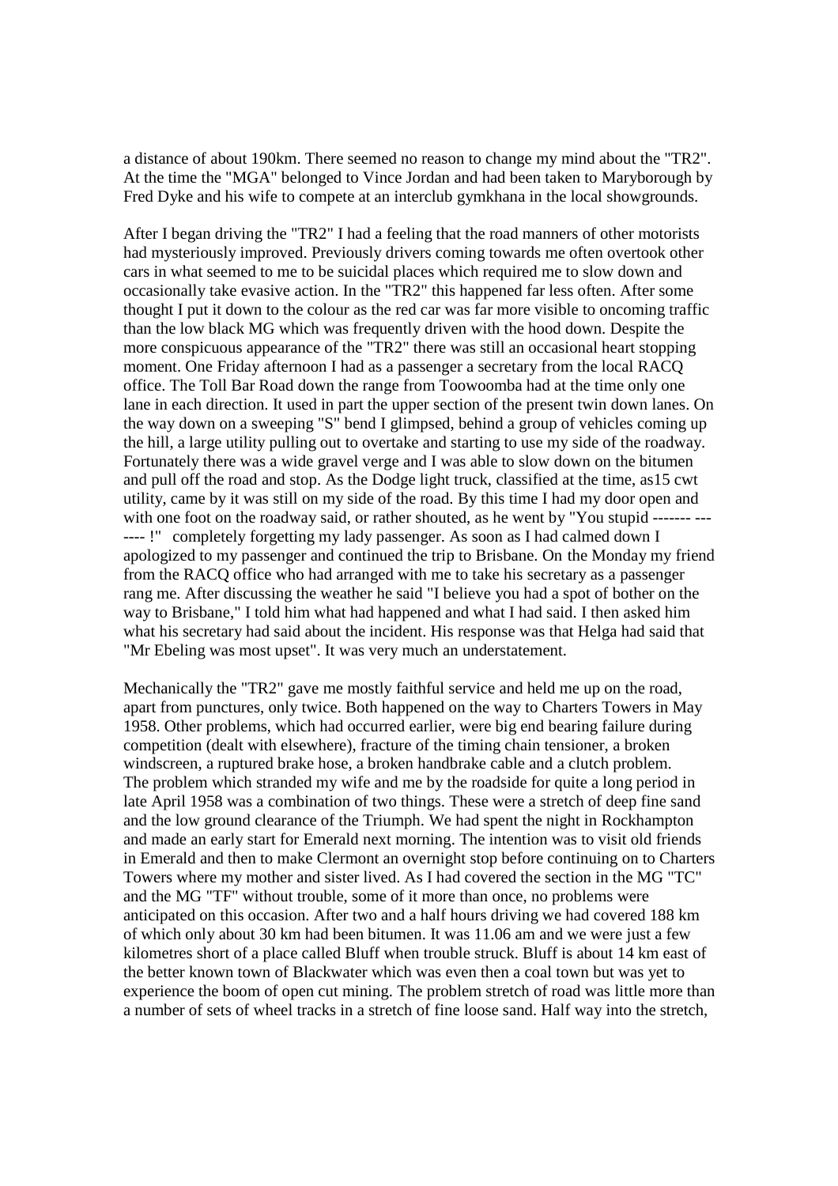a distance of about 190km. There seemed no reason to change my mind about the "TR2". At the time the "MGA" belonged to Vince Jordan and had been taken to Maryborough by Fred Dyke and his wife to compete at an interclub gymkhana in the local showgrounds.

After I began driving the "TR2" I had a feeling that the road manners of other motorists had mysteriously improved. Previously drivers coming towards me often overtook other cars in what seemed to me to be suicidal places which required me to slow down and occasionally take evasive action. In the "TR2" this happened far less often. After some thought I put it down to the colour as the red car was far more visible to oncoming traffic than the low black MG which was frequently driven with the hood down. Despite the more conspicuous appearance of the "TR2" there was still an occasional heart stopping moment. One Friday afternoon I had as a passenger a secretary from the local RACQ office. The Toll Bar Road down the range from Toowoomba had at the time only one lane in each direction. It used in part the upper section of the present twin down lanes. On the way down on a sweeping "S" bend I glimpsed, behind a group of vehicles coming up the hill, a large utility pulling out to overtake and starting to use my side of the roadway. Fortunately there was a wide gravel verge and I was able to slow down on the bitumen and pull off the road and stop. As the Dodge light truck, classified at the time, as15 cwt utility, came by it was still on my side of the road. By this time I had my door open and with one foot on the roadway said, or rather shouted, as he went by "You stupid ------- --- ---- !" completely forgetting my lady passenger. As soon as I had calmed down I apologized to my passenger and continued the trip to Brisbane. On the Monday my friend from the RACQ office who had arranged with me to take his secretary as a passenger rang me. After discussing the weather he said "I believe you had a spot of bother on the way to Brisbane," I told him what had happened and what I had said. I then asked him what his secretary had said about the incident. His response was that Helga had said that "Mr Ebeling was most upset". It was very much an understatement.

Mechanically the "TR2" gave me mostly faithful service and held me up on the road, apart from punctures, only twice. Both happened on the way to Charters Towers in May 1958. Other problems, which had occurred earlier, were big end bearing failure during competition (dealt with elsewhere), fracture of the timing chain tensioner, a broken windscreen, a ruptured brake hose, a broken handbrake cable and a clutch problem. The problem which stranded my wife and me by the roadside for quite a long period in late April 1958 was a combination of two things. These were a stretch of deep fine sand and the low ground clearance of the Triumph. We had spent the night in Rockhampton and made an early start for Emerald next morning. The intention was to visit old friends in Emerald and then to make Clermont an overnight stop before continuing on to Charters Towers where my mother and sister lived. As I had covered the section in the MG "TC" and the MG "TF" without trouble, some of it more than once, no problems were anticipated on this occasion. After two and a half hours driving we had covered 188 km of which only about 30 km had been bitumen. It was 11.06 am and we were just a few kilometres short of a place called Bluff when trouble struck. Bluff is about 14 km east of the better known town of Blackwater which was even then a coal town but was yet to experience the boom of open cut mining. The problem stretch of road was little more than a number of sets of wheel tracks in a stretch of fine loose sand. Half way into the stretch,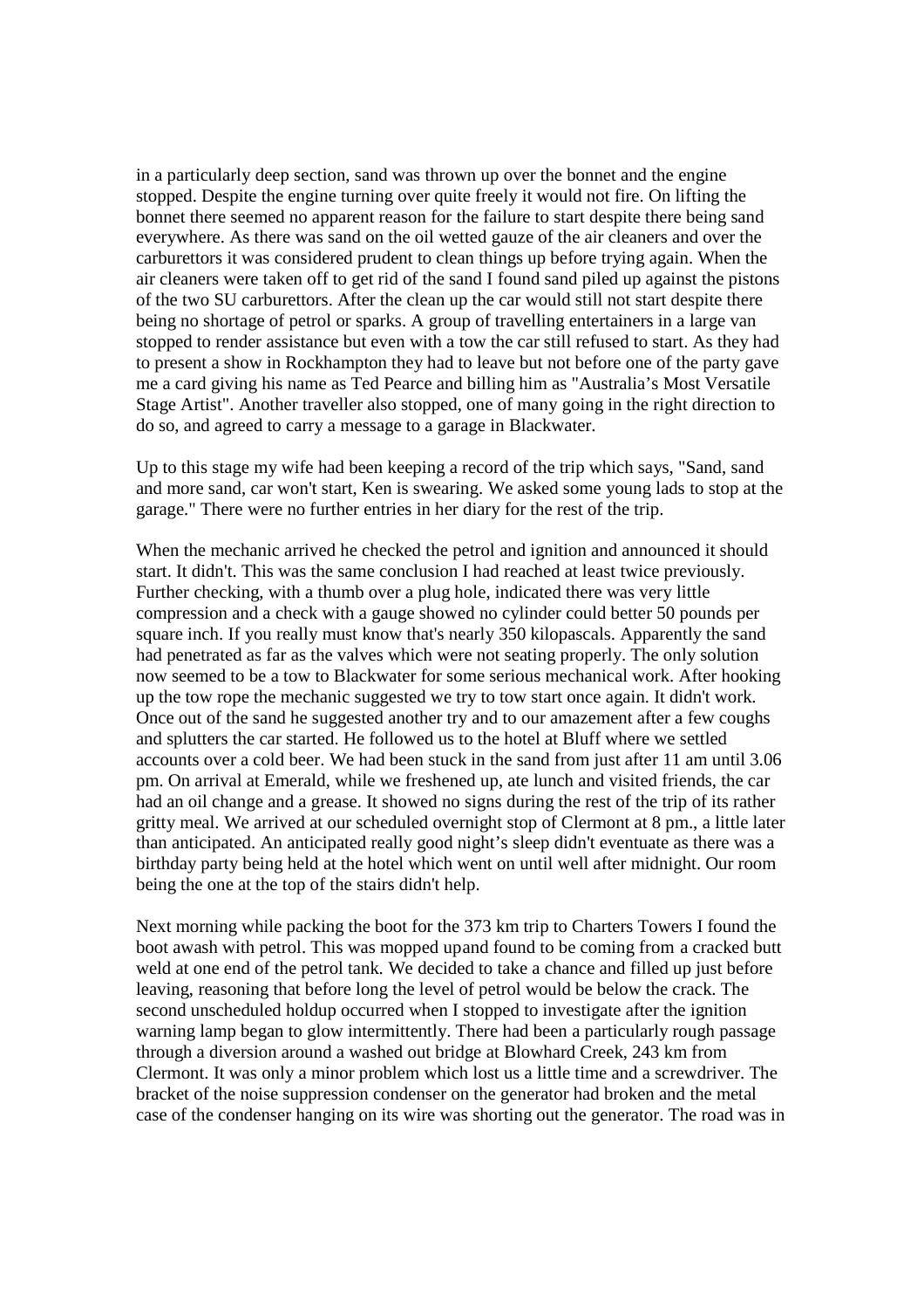in a particularly deep section, sand was thrown up over the bonnet and the engine stopped. Despite the engine turning over quite freely it would not fire. On lifting the bonnet there seemed no apparent reason for the failure to start despite there being sand everywhere. As there was sand on the oil wetted gauze of the air cleaners and over the carburettors it was considered prudent to clean things up before trying again. When the air cleaners were taken off to get rid of the sand I found sand piled up against the pistons of the two SU carburettors. After the clean up the car would still not start despite there being no shortage of petrol or sparks. A group of travelling entertainers in a large van stopped to render assistance but even with a tow the car still refused to start. As they had to present a show in Rockhampton they had to leave but not before one of the party gave me a card giving his name as Ted Pearce and billing him as "Australia's Most Versatile Stage Artist". Another traveller also stopped, one of many going in the right direction to do so, and agreed to carry a message to a garage in Blackwater.

Up to this stage my wife had been keeping a record of the trip which says, "Sand, sand and more sand, car won't start, Ken is swearing. We asked some young lads to stop at the garage." There were no further entries in her diary for the rest of the trip.

When the mechanic arrived he checked the petrol and ignition and announced it should start. It didn't. This was the same conclusion I had reached at least twice previously. Further checking, with a thumb over a plug hole, indicated there was very little compression and a check with a gauge showed no cylinder could better 50 pounds per square inch. If you really must know that's nearly 350 kilopascals. Apparently the sand had penetrated as far as the valves which were not seating properly. The only solution now seemed to be a tow to Blackwater for some serious mechanical work. After hooking up the tow rope the mechanic suggested we try to tow start once again. It didn't work. Once out of the sand he suggested another try and to our amazement after a few coughs and splutters the car started. He followed us to the hotel at Bluff where we settled accounts over a cold beer. We had been stuck in the sand from just after 11 am until 3.06 pm. On arrival at Emerald, while we freshened up, ate lunch and visited friends, the car had an oil change and a grease. It showed no signs during the rest of the trip of its rather gritty meal. We arrived at our scheduled overnight stop of Clermont at 8 pm., a little later than anticipated. An anticipated really good night's sleep didn't eventuate as there was a birthday party being held at the hotel which went on until well after midnight. Our room being the one at the top of the stairs didn't help.

Next morning while packing the boot for the 373 km trip to Charters Towers I found the boot awash with petrol. This was mopped upand found to be coming from a cracked butt weld at one end of the petrol tank. We decided to take a chance and filled up just before leaving, reasoning that before long the level of petrol would be below the crack. The second unscheduled holdup occurred when I stopped to investigate after the ignition warning lamp began to glow intermittently. There had been a particularly rough passage through a diversion around a washed out bridge at Blowhard Creek, 243 km from Clermont. It was only a minor problem which lost us a little time and a screwdriver. The bracket of the noise suppression condenser on the generator had broken and the metal case of the condenser hanging on its wire was shorting out the generator. The road was in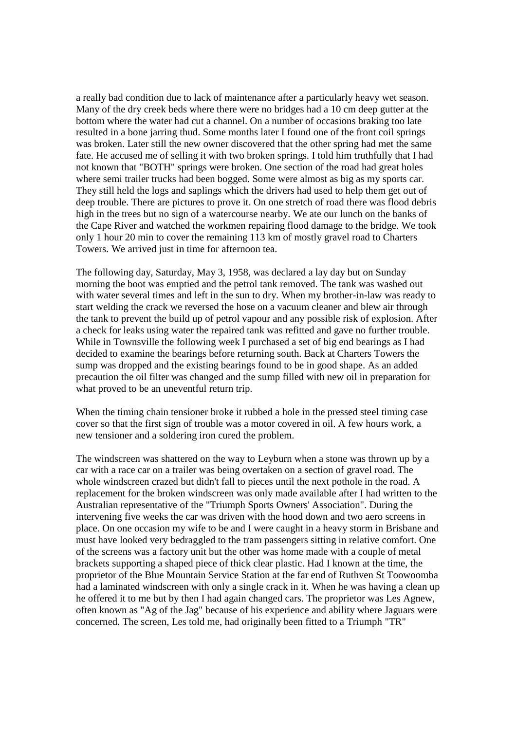a really bad condition due to lack of maintenance after a particularly heavy wet season. Many of the dry creek beds where there were no bridges had a 10 cm deep gutter at the bottom where the water had cut a channel. On a number of occasions braking too late resulted in a bone jarring thud. Some months later I found one of the front coil springs was broken. Later still the new owner discovered that the other spring had met the same fate. He accused me of selling it with two broken springs. I told him truthfully that I had not known that "BOTH" springs were broken. One section of the road had great holes where semi trailer trucks had been bogged. Some were almost as big as my sports car. They still held the logs and saplings which the drivers had used to help them get out of deep trouble. There are pictures to prove it. On one stretch of road there was flood debris high in the trees but no sign of a watercourse nearby. We ate our lunch on the banks of the Cape River and watched the workmen repairing flood damage to the bridge. We took only 1 hour 20 min to cover the remaining 113 km of mostly gravel road to Charters Towers. We arrived just in time for afternoon tea.

The following day, Saturday, May 3, 1958, was declared a lay day but on Sunday morning the boot was emptied and the petrol tank removed. The tank was washed out with water several times and left in the sun to dry. When my brother-in-law was ready to start welding the crack we reversed the hose on a vacuum cleaner and blew air through the tank to prevent the build up of petrol vapour and any possible risk of explosion. After a check for leaks using water the repaired tank was refitted and gave no further trouble. While in Townsville the following week I purchased a set of big end bearings as I had decided to examine the bearings before returning south. Back at Charters Towers the sump was dropped and the existing bearings found to be in good shape. As an added precaution the oil filter was changed and the sump filled with new oil in preparation for what proved to be an uneventful return trip.

When the timing chain tensioner broke it rubbed a hole in the pressed steel timing case cover so that the first sign of trouble was a motor covered in oil. A few hours work, a new tensioner and a soldering iron cured the problem.

The windscreen was shattered on the way to Leyburn when a stone was thrown up by a car with a race car on a trailer was being overtaken on a section of gravel road. The whole windscreen crazed but didn't fall to pieces until the next pothole in the road. A replacement for the broken windscreen was only made available after I had written to the Australian representative of the "Triumph Sports Owners' Association". During the intervening five weeks the car was driven with the hood down and two aero screens in place. On one occasion my wife to be and I were caught in a heavy storm in Brisbane and must have looked very bedraggled to the tram passengers sitting in relative comfort. One of the screens was a factory unit but the other was home made with a couple of metal brackets supporting a shaped piece of thick clear plastic. Had I known at the time, the proprietor of the Blue Mountain Service Station at the far end of Ruthven St Toowoomba had a laminated windscreen with only a single crack in it. When he was having a clean up he offered it to me but by then I had again changed cars. The proprietor was Les Agnew, often known as "Ag of the Jag" because of his experience and ability where Jaguars were concerned. The screen, Les told me, had originally been fitted to a Triumph "TR"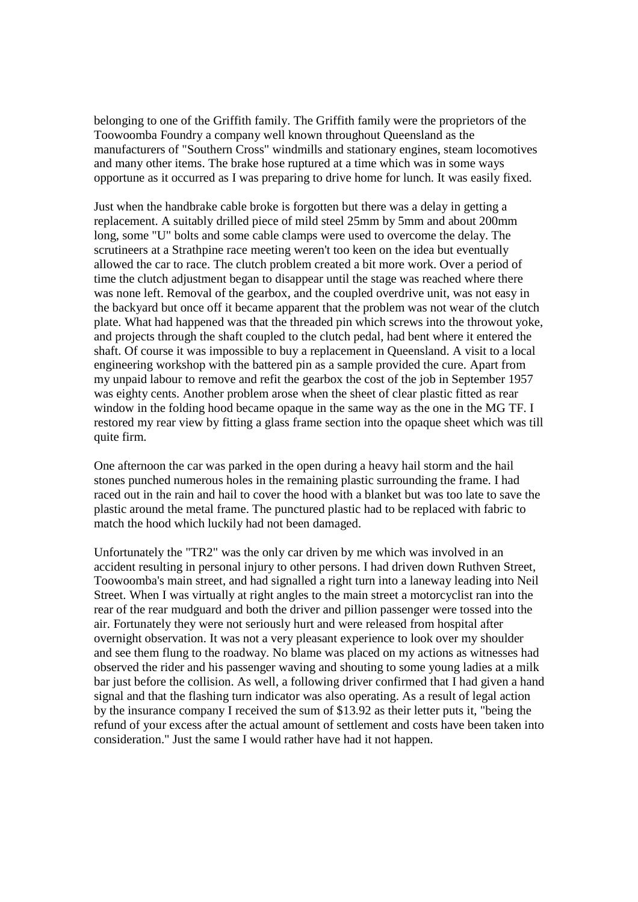belonging to one of the Griffith family. The Griffith family were the proprietors of the Toowoomba Foundry a company well known throughout Queensland as the manufacturers of "Southern Cross" windmills and stationary engines, steam locomotives and many other items. The brake hose ruptured at a time which was in some ways opportune as it occurred as I was preparing to drive home for lunch. It was easily fixed.

Just when the handbrake cable broke is forgotten but there was a delay in getting a replacement. A suitably drilled piece of mild steel 25mm by 5mm and about 200mm long, some "U" bolts and some cable clamps were used to overcome the delay. The scrutineers at a Strathpine race meeting weren't too keen on the idea but eventually allowed the car to race. The clutch problem created a bit more work. Over a period of time the clutch adjustment began to disappear until the stage was reached where there was none left. Removal of the gearbox, and the coupled overdrive unit, was not easy in the backyard but once off it became apparent that the problem was not wear of the clutch plate. What had happened was that the threaded pin which screws into the throwout yoke, and projects through the shaft coupled to the clutch pedal, had bent where it entered the shaft. Of course it was impossible to buy a replacement in Queensland. A visit to a local engineering workshop with the battered pin as a sample provided the cure. Apart from my unpaid labour to remove and refit the gearbox the cost of the job in September 1957 was eighty cents. Another problem arose when the sheet of clear plastic fitted as rear window in the folding hood became opaque in the same way as the one in the MG TF. I restored my rear view by fitting a glass frame section into the opaque sheet which was till quite firm.

One afternoon the car was parked in the open during a heavy hail storm and the hail stones punched numerous holes in the remaining plastic surrounding the frame. I had raced out in the rain and hail to cover the hood with a blanket but was too late to save the plastic around the metal frame. The punctured plastic had to be replaced with fabric to match the hood which luckily had not been damaged.

Unfortunately the "TR2" was the only car driven by me which was involved in an accident resulting in personal injury to other persons. I had driven down Ruthven Street, Toowoomba's main street, and had signalled a right turn into a laneway leading into Neil Street. When I was virtually at right angles to the main street a motorcyclist ran into the rear of the rear mudguard and both the driver and pillion passenger were tossed into the air. Fortunately they were not seriously hurt and were released from hospital after overnight observation. It was not a very pleasant experience to look over my shoulder and see them flung to the roadway. No blame was placed on my actions as witnesses had observed the rider and his passenger waving and shouting to some young ladies at a milk bar just before the collision. As well, a following driver confirmed that I had given a hand signal and that the flashing turn indicator was also operating. As a result of legal action by the insurance company I received the sum of $13.92 as their letter puts it, "being the refund of your excess after the actual amount of settlement and costs have been taken into consideration." Just the same I would rather have had it not happen.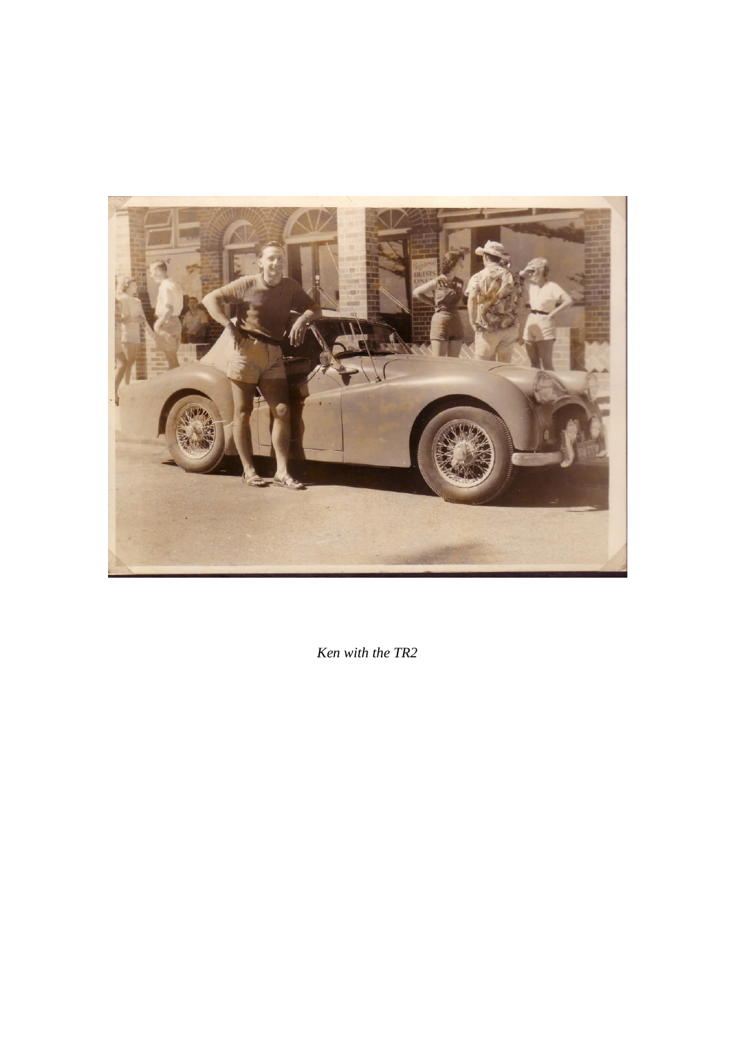*Ken with the TR2*